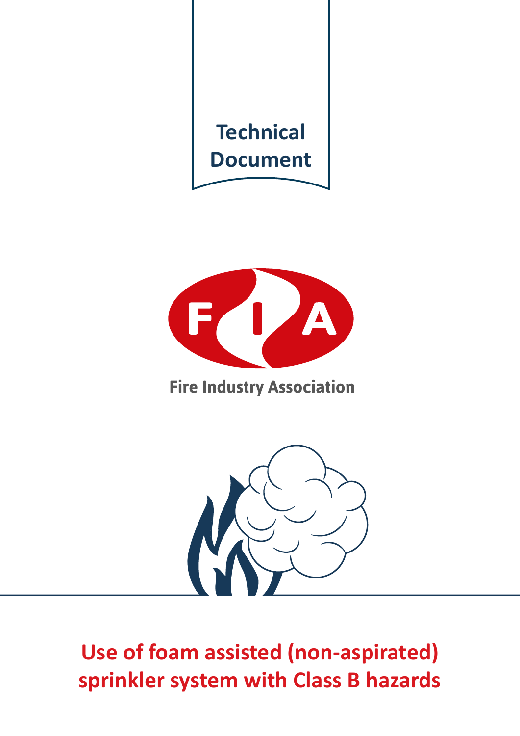Technical Document

Fire Industry Association

# Use of foam assisted (non-aspirated) sprinkler system with Class B hazards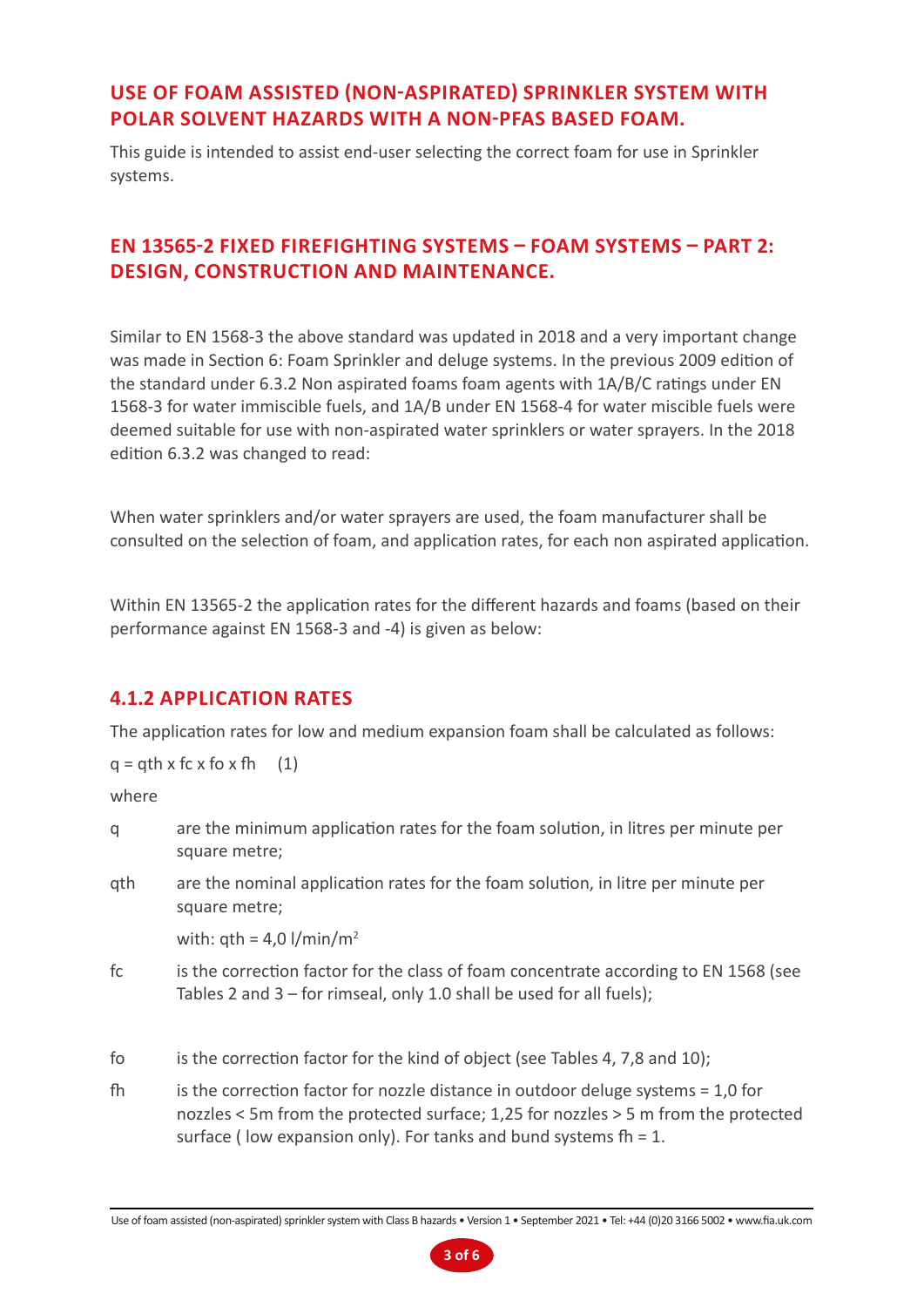## USE OF FOAM ASSISTED (NON-ASPIRATED) SPRINKLER SYSTEM WITH POLAR SOLVENT HAZARDS WITH A NON-PFAS BASED FOAM.

This guide is intended to assist end-user selecting the correct foam for use in Sprinkler systems.

## EN 13565-2 FIXED FIREFIGHTING SYSTEMS – FOAM SYSTEMS – PART 2: DESIGN, CONSTRUCTION AND MAINTENANCE.

Similar to EN 1568-3 the above standard was updated in 2018 and a very important change was made in Section 6: Foam Sprinkler and deluge systems. In the previous 2009 edition of the standard under 6.3.2 Non aspirated foams foam agents with 1A/B/C ratings under EN 1568-3 for water immiscible fuels, and 1A/B under EN 1568-4 for water miscible fuels were deemed suitable for use with non-aspirated water sprinklers or water sprayers. In the 2018 edition 6.3.2 was changed to read:

When water sprinklers and/or water sprayers are used, the foam manufacturer shall be consulted on the selection of foam, and application rates, for each non aspirated application.

Within EN 13565-2 the application rates for the different hazards and foams (based on their performance against EN 1568-3 and -4) is given as below:

## 4.1.2 APPLICATION RATES

The application rates for low and medium expansion foam shall be calculated as follows:

$q = q_{th} \times f_c \times f_o \times f_h$ (1)

where

- $q$ — are the minimum application rates for the foam solution, in litres per minute per square metre;
- $q_{th}$ — are the nominal application rates for the foam solution, in litre per minute per square metre;

  with: $q_{th} = 4{,}0$ l/min/m$^2$
- $f_c$ — is the correction factor for the class of foam concentrate according to EN 1568 (see Tables 2 and 3 – for rimseal, only 1.0 shall be used for all fuels);
- $f_o$ — is the correction factor for the kind of object (see Tables 4, 7,8 and 10);
- $f_h$ — is the correction factor for nozzle distance in outdoor deluge systems = 1,0 for nozzles < 5m from the protected surface; 1,25 for nozzles > 5 m from the protected surface ( low expansion only). For tanks and bund systems $f_h$ = 1.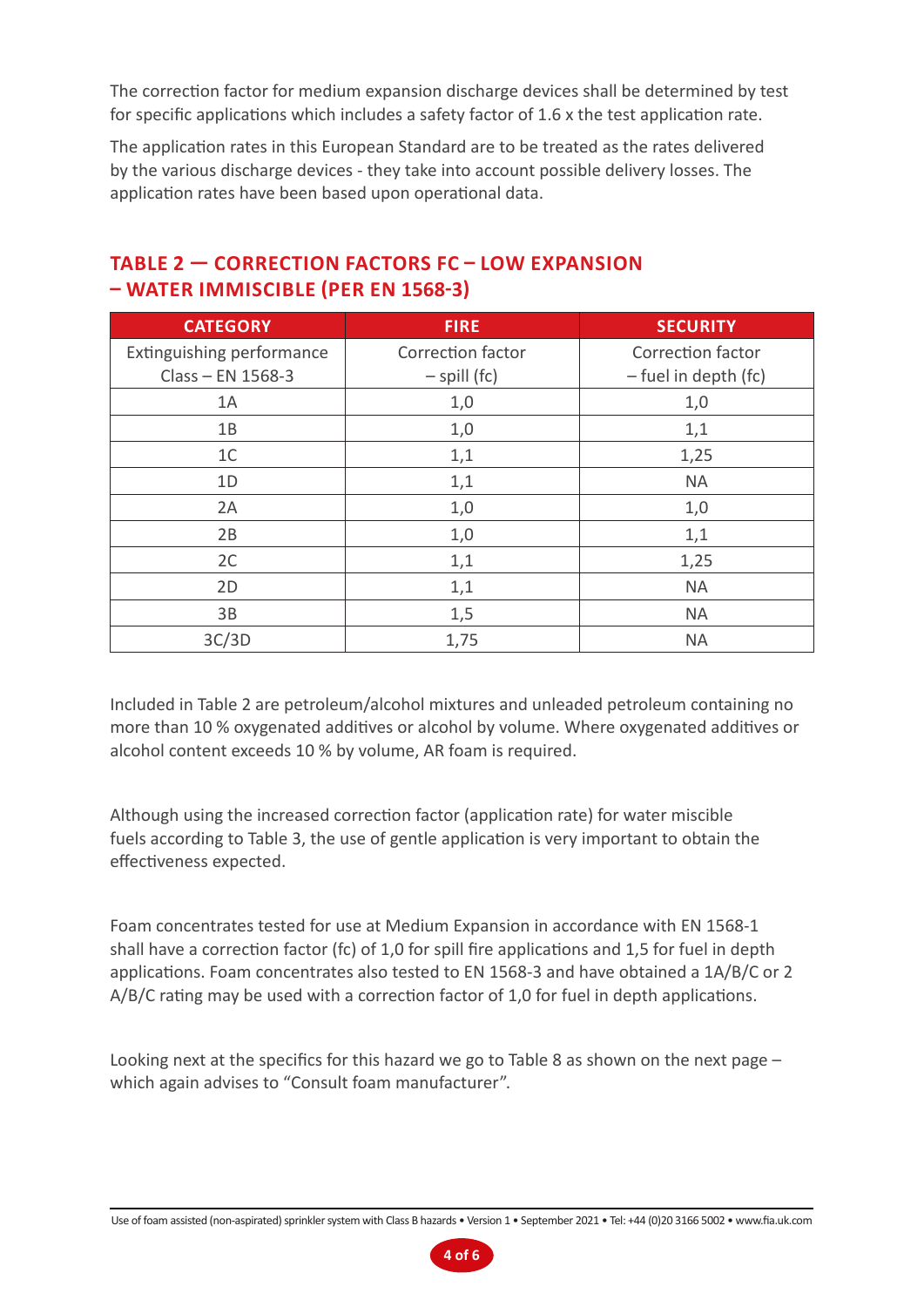The correction factor for medium expansion discharge devices shall be determined by test for specific applications which includes a safety factor of 1.6 x the test application rate.

The application rates in this European Standard are to be treated as the rates delivered by the various discharge devices - they take into account possible delivery losses. The application rates have been based upon operational data.

## TABLE 2 — CORRECTION FACTORS FC – LOW EXPANSION – WATER IMMISCIBLE (PER EN 1568-3)

| CATEGORY | FIRE | SECURITY |
|---|---|---|
| Extinguishing performance Class – EN 1568-3 | Correction factor – spill (fc) | Correction factor – fuel in depth (fc) |
| 1A | 1,0 | 1,0 |
| 1B | 1,0 | 1,1 |
| 1C | 1,1 | 1,25 |
| 1D | 1,1 | NA |
| 2A | 1,0 | 1,0 |
| 2B | 1,0 | 1,1 |
| 2C | 1,1 | 1,25 |
| 2D | 1,1 | NA |
| 3B | 1,5 | NA |
| 3C/3D | 1,75 | NA |

Included in Table 2 are petroleum/alcohol mixtures and unleaded petroleum containing no more than 10 % oxygenated additives or alcohol by volume. Where oxygenated additives or alcohol content exceeds 10 % by volume, AR foam is required.

Although using the increased correction factor (application rate) for water miscible fuels according to Table 3, the use of gentle application is very important to obtain the effectiveness expected.

Foam concentrates tested for use at Medium Expansion in accordance with EN 1568-1 shall have a correction factor (fc) of 1,0 for spill fire applications and 1,5 for fuel in depth applications. Foam concentrates also tested to EN 1568-3 and have obtained a 1A/B/C or 2 A/B/C rating may be used with a correction factor of 1,0 for fuel in depth applications.

Looking next at the specifics for this hazard we go to Table 8 as shown on the next page – which again advises to "Consult foam manufacturer".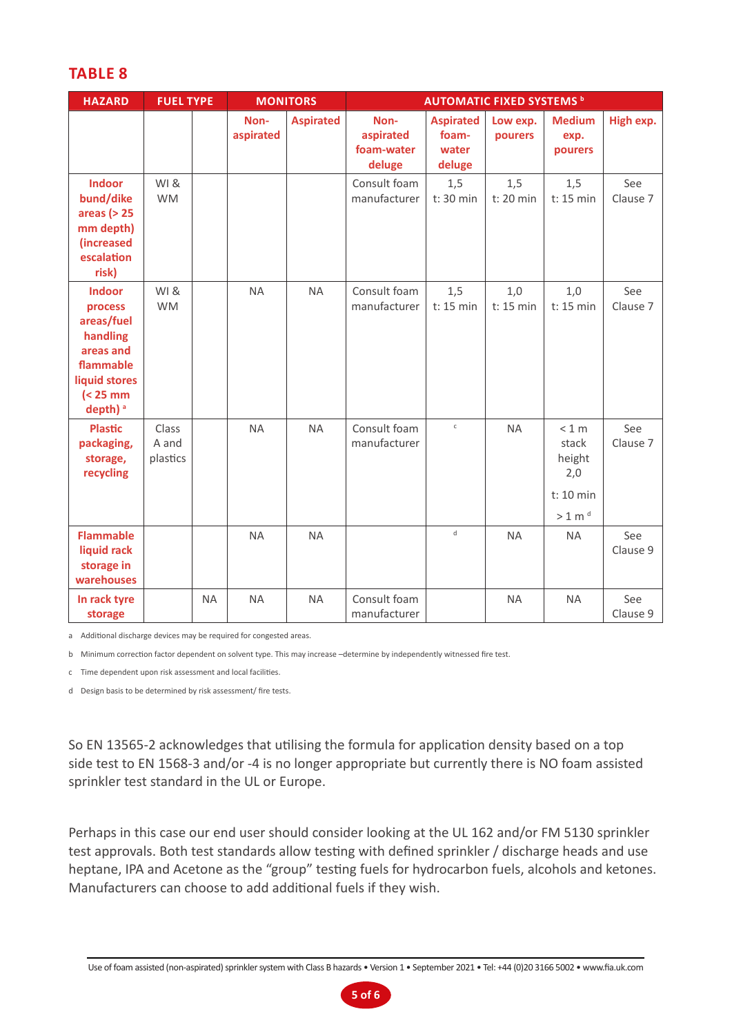## TABLE 8

| HAZARD | FUEL TYPE | | MONITORS | | AUTOMATIC FIXED SYSTEMS [b] | | | | |
|---|---|---|---|---|---|---|---|---|---|
| | | | Non-aspirated | Aspirated | Non-aspirated foam-water deluge | Aspirated foam-water deluge | Low exp. pourers | Medium exp. pourers | High exp. |
| Indoor bund/dike areas (> 25 mm depth) (increased escalation risk) | WI & WM | | | | Consult foam manufacturer | 1,5 t: 30 min | 1,5 t: 20 min | 1,5 t: 15 min | See Clause 7 |
| Indoor process areas/fuel handling areas and flammable liquid stores (< 25 mm depth) [a] | WI & WM | | NA | NA | Consult foam manufacturer | 1,5 t: 15 min | 1,0 t: 15 min | 1,0 t: 15 min | See Clause 7 |
| Plastic packaging, storage, recycling | Class A and plastics | | NA | NA | Consult foam manufacturer | [c] | NA | < 1 m stack height 2,0 t: 10 min > 1 m [d] | See Clause 7 |
| Flammable liquid rack storage in warehouses | | | NA | NA | | [d] | NA | NA | See Clause 9 |
| In rack tyre storage | | NA | NA | NA | Consult foam manufacturer | | NA | NA | See Clause 9 |

a Additional discharge devices may be required for congested areas.

b Minimum correction factor dependent on solvent type. This may increase –determine by independently witnessed fire test.

c Time dependent upon risk assessment and local facilities.

d Design basis to be determined by risk assessment/ fire tests.

So EN 13565-2 acknowledges that utilising the formula for application density based on a top side test to EN 1568-3 and/or -4 is no longer appropriate but currently there is NO foam assisted sprinkler test standard in the UL or Europe.

Perhaps in this case our end user should consider looking at the UL 162 and/or FM 5130 sprinkler test approvals. Both test standards allow testing with defined sprinkler / discharge heads and use heptane, IPA and Acetone as the "group" testing fuels for hydrocarbon fuels, alcohols and ketones. Manufacturers can choose to add additional fuels if they wish.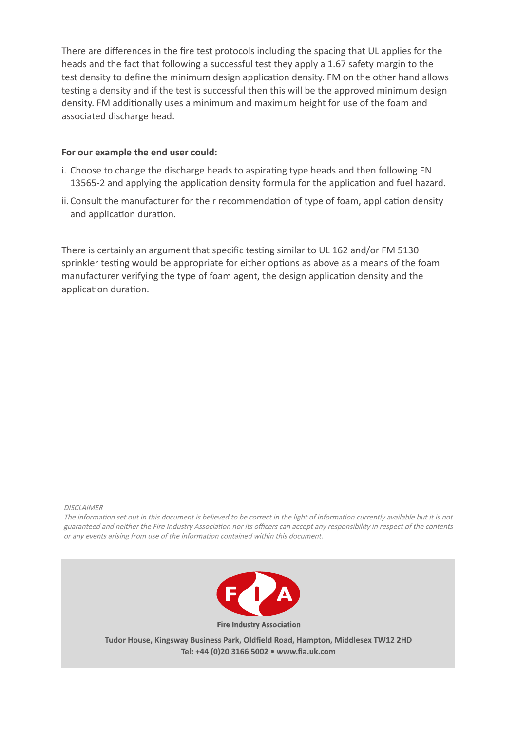There are differences in the fire test protocols including the spacing that UL applies for the heads and the fact that following a successful test they apply a 1.67 safety margin to the test density to define the minimum design application density. FM on the other hand allows testing a density and if the test is successful then this will be the approved minimum design density. FM additionally uses a minimum and maximum height for use of the foam and associated discharge head.

**For our example the end user could:**

i. Choose to change the discharge heads to aspirating type heads and then following EN 13565-2 and applying the application density formula for the application and fuel hazard.

ii. Consult the manufacturer for their recommendation of type of foam, application density and application duration.

There is certainly an argument that specific testing similar to UL 162 and/or FM 5130 sprinkler testing would be appropriate for either options as above as a means of the foam manufacturer verifying the type of foam agent, the design application density and the application duration.

*DISCLAIMER*
*The information set out in this document is believed to be correct in the light of information currently available but it is not guaranteed and neither the Fire Industry Association nor its officers can accept any responsibility in respect of the contents or any events arising from use of the information contained within this document.*

**Fire Industry Association**

**Tudor House, Kingsway Business Park, Oldfield Road, Hampton, Middlesex TW12 2HD**
**Tel: +44 (0)20 3166 5002 • www.fia.uk.com**